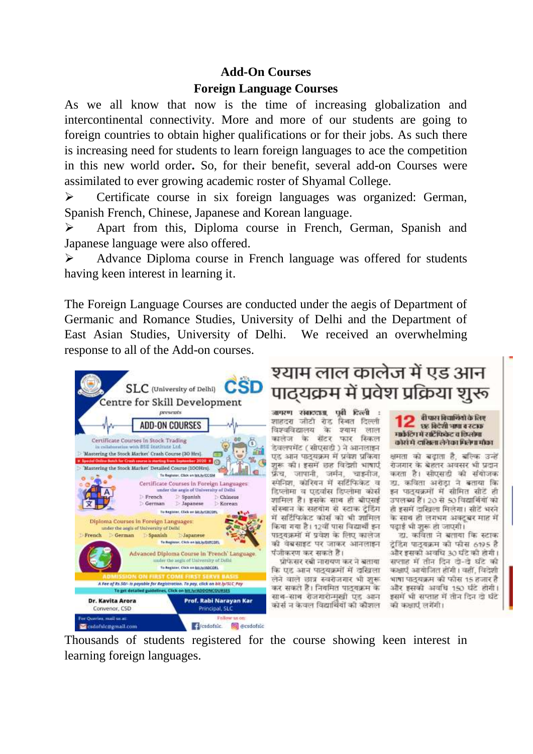## Add-On Courses

### Foreign Language Courses

As we all know that now is the time of increasing globalization and intercontinental connectivity. More and more of our students are going to foreign countries to obtain higher qualifications or for their jobs. As such there is increasing need for students to learn foreign languages to ace the competition in this new world order**.** So, for their benefit, several add-on Courses were assimilated to ever growing academic roster of Shyamal College.

- Certificate course in six foreign languages was organized: German, Spanish French, Chinese, Japanese and Korean language.
- Apart from this, Diploma course in French, German, Spanish and Japanese language were also offered.
- Advance Diploma course in French language was offered for students having keen interest in learning it.

The Foreign Language Courses are conducted under the aegis of Department of Germanic and Romance Studies, University of Delhi and the Department of East Asian Studies, University of Delhi. We received an overwhelming response to all of the Add-on courses.

Thousands of students registered for the course showing keen interest in learning foreign languages.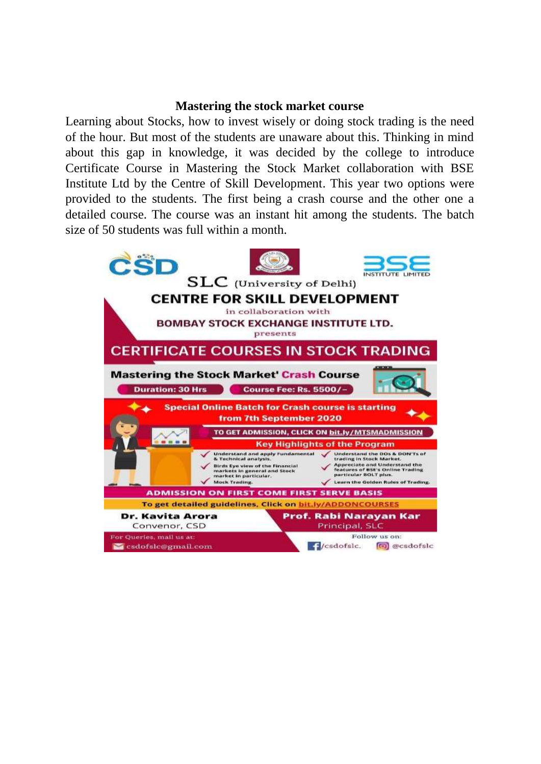## Mastering the stock market course

Learning about Stocks, how to invest wisely or doing stock trading is the need of the hour. But most of the students are unaware about this. Thinking in mind about this gap in knowledge, it was decided by the college to introduce Certificate Course in Mastering the Stock Market collaboration with BSE Institute Ltd by the Centre of Skill Development. This year two options were provided to the students. The first being a crash course and the other one a detailed course. The course was an instant hit among the students. The batch size of 50 students was full within a month.

CSD

BSE INSTITUTE LIMITED

SLC (University of Delhi)

**CENTRE FOR SKILL DEVELOPMENT**

in collaboration with

**BOMBAY STOCK EXCHANGE INSTITUTE LTD.**

presents

**CERTIFICATE COURSES IN STOCK TRADING**

**Mastering the Stock Market' Crash Course**

Duration: 30 Hrs

Course Fee: Rs. 5500/-

Special Online Batch for Crash course is starting from 7th September 2020

TO GET ADMISSION, CLICK ON bit.ly/MTSMADMISSION

**Key Highlights of the Program**

- Understand and apply Fundamental & Technical analysis.
- Birds Eye view of the Financial markets in general and Stock market in particular.
- Mock Trading.
- Understand the DOs & DON'Ts of trading in Stock Market.
- Appreciate and Understand the features of BSE's Online Trading particular BOLT plus.
- Learn the Golden Rules of Trading.

ADMISSION ON FIRST COME FIRST SERVE BASIS

To get detailed guidelines, Click on bit.ly/ADDONCOURSES

**Dr. Kavita Arora**
Convenor, CSD

**Prof. Rabi Narayan Kar**
Principal, SLC

For Queries, mail us at: csdofslc@gmail.com

Follow us on: /csdofslc. @csdofslc